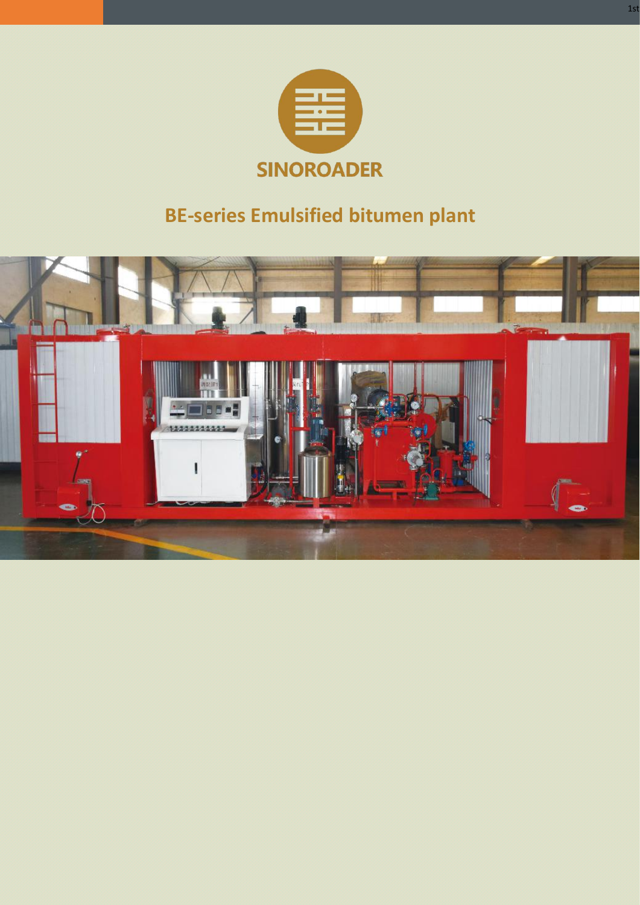SINOROADER

# BE-series Emulsified bitumen plant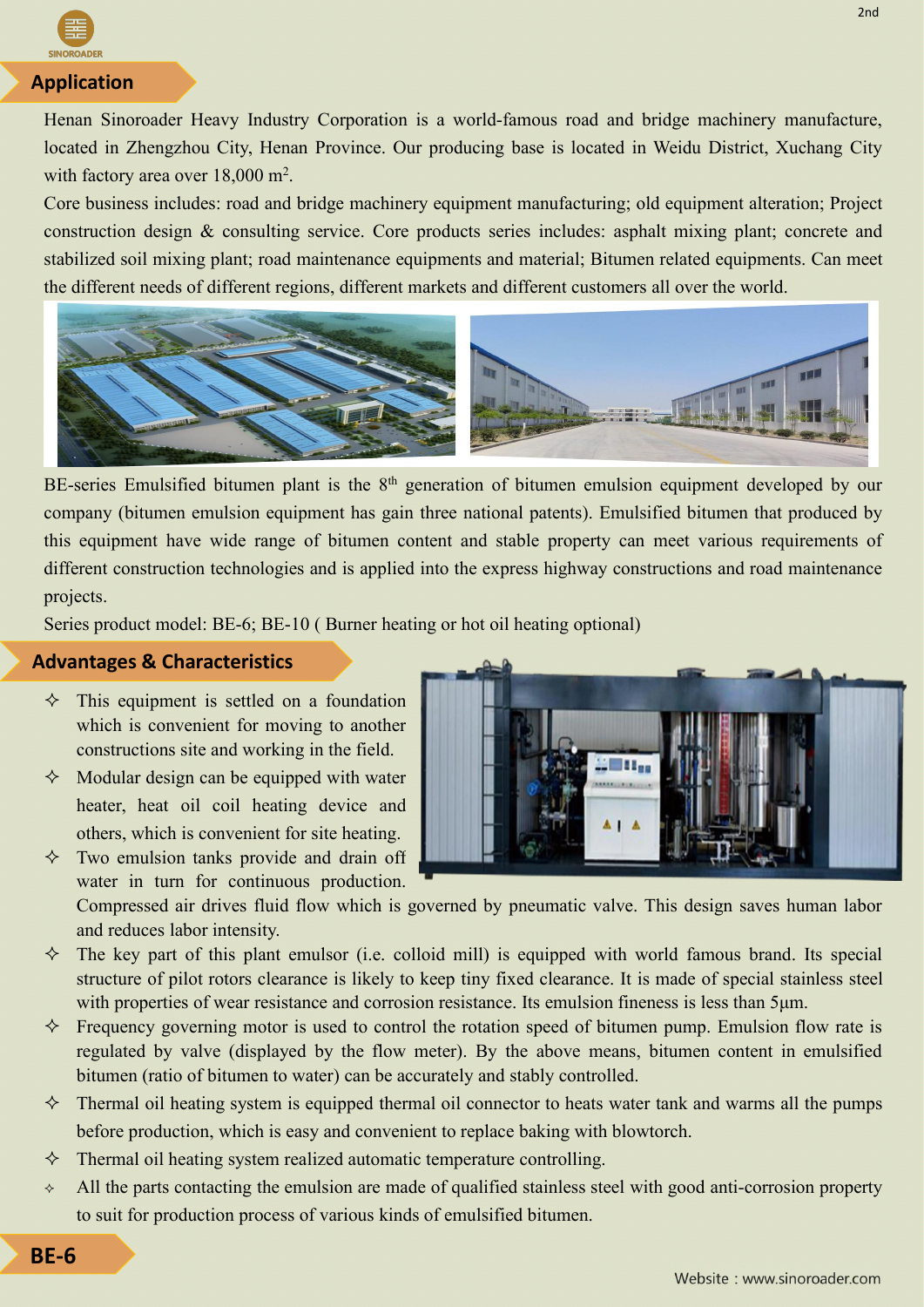## Application

Henan Sinoroader Heavy Industry Corporation is a world-famous road and bridge machinery manufacture, located in Zhengzhou City, Henan Province. Our producing base is located in Weidu District, Xuchang City with factory area over 18,000 $m^2$.

Core business includes: road and bridge machinery equipment manufacturing; old equipment alteration; Project construction design & consulting service. Core products series includes: asphalt mixing plant; concrete and stabilized soil mixing plant; road maintenance equipments and material; Bitumen related equipments. Can meet the different needs of different regions, different markets and different customers all over the world.

BE-series Emulsified bitumen plant is the $8^{th}$ generation of bitumen emulsion equipment developed by our company (bitumen emulsion equipment has gain three national patents). Emulsified bitumen that produced by this equipment have wide range of bitumen content and stable property can meet various requirements of different construction technologies and is applied into the express highway constructions and road maintenance projects.

Series product model: BE-6; BE-10 ( Burner heating or hot oil heating optional)

## Advantages & Characteristics

- ✧ This equipment is settled on a foundation which is convenient for moving to another constructions site and working in the field.
- ✧ Modular design can be equipped with water heater, heat oil coil heating device and others, which is convenient for site heating.
- ✧ Two emulsion tanks provide and drain off water in turn for continuous production. Compressed air drives fluid flow which is governed by pneumatic valve. This design saves human labor and reduces labor intensity.
- ✧ The key part of this plant emulsor (i.e. colloid mill) is equipped with world famous brand. Its special structure of pilot rotors clearance is likely to keep tiny fixed clearance. It is made of special stainless steel with properties of wear resistance and corrosion resistance. Its emulsion fineness is less than 5μm.
- ✧ Frequency governing motor is used to control the rotation speed of bitumen pump. Emulsion flow rate is regulated by valve (displayed by the flow meter). By the above means, bitumen content in emulsified bitumen (ratio of bitumen to water) can be accurately and stably controlled.
- ✧ Thermal oil heating system is equipped thermal oil connector to heats water tank and warms all the pumps before production, which is easy and convenient to replace baking with blowtorch.
- ✧ Thermal oil heating system realized automatic temperature controlling.
- ✧ All the parts contacting the emulsion are made of qualified stainless steel with good anti-corrosion property to suit for production process of various kinds of emulsified bitumen.

## BE-6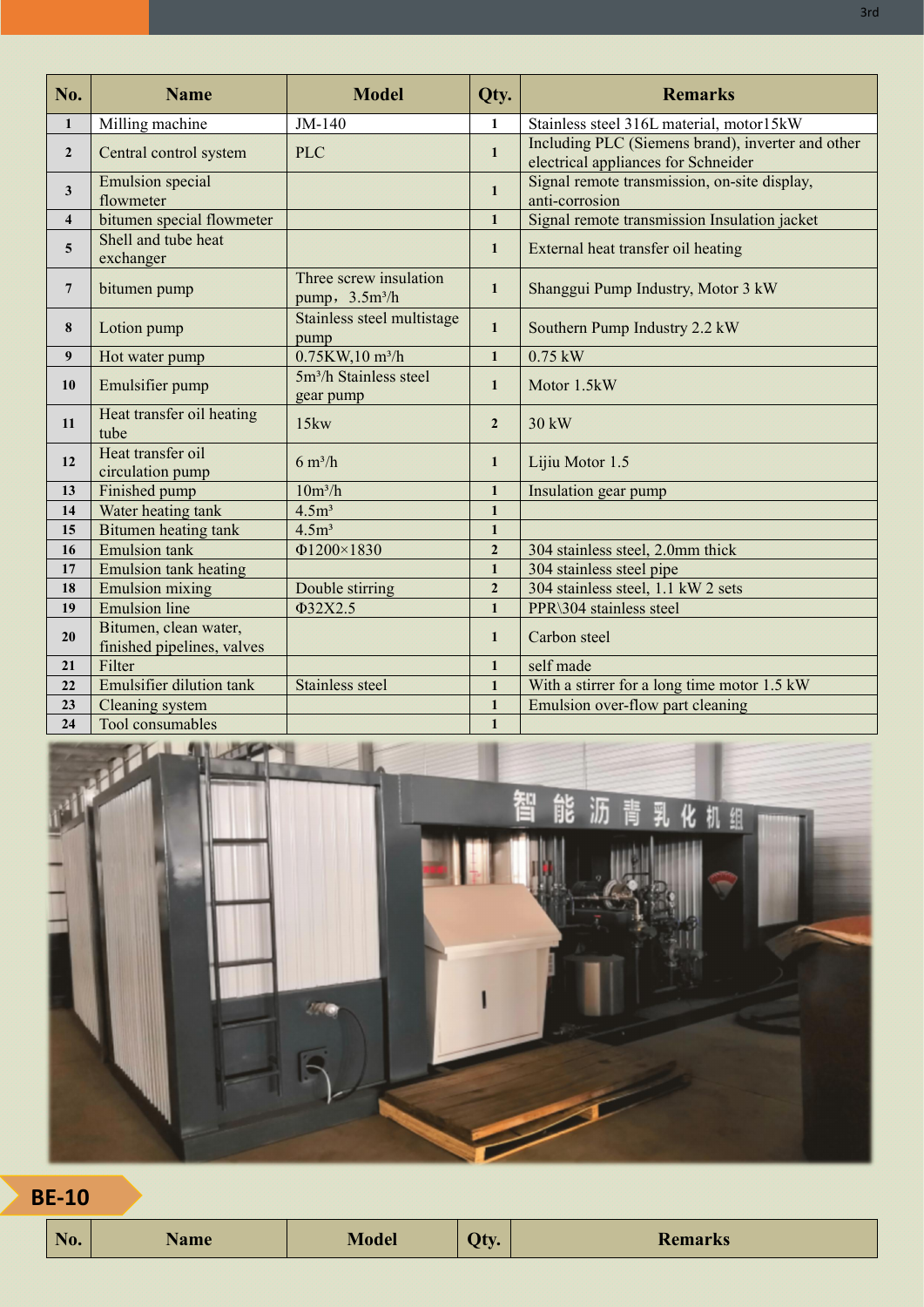| No. | Name | Model | Qty. | Remarks |
|---|---|---|---|---|
| 1 | Milling machine | JM-140 | 1 | Stainless steel 316L material, motor15kW |
| 2 | Central control system | PLC | 1 | Including PLC (Siemens brand), inverter and other electrical appliances for Schneider |
| 3 | Emulsion special flowmeter | | 1 | Signal remote transmission, on-site display, anti-corrosion |
| 4 | bitumen special flowmeter | | 1 | Signal remote transmission Insulation jacket |
| 5 | Shell and tube heat exchanger | | 1 | External heat transfer oil heating |
| 7 | bitumen pump | Three screw insulation pump，3.5m³/h | 1 | Shanggui Pump Industry, Motor 3 kW |
| 8 | Lotion pump | Stainless steel multistage pump | 1 | Southern Pump Industry 2.2 kW |
| 9 | Hot water pump | 0.75KW,10 m³/h | 1 | 0.75 kW |
| 10 | Emulsifier pump | 5m³/h Stainless steel gear pump | 1 | Motor 1.5kW |
| 11 | Heat transfer oil heating tube | 15kw | 2 | 30 kW |
| 12 | Heat transfer oil circulation pump | 6 m³/h | 1 | Lijiu Motor 1.5 |
| 13 | Finished pump | 10m³/h | 1 | Insulation gear pump |
| 14 | Water heating tank | 4.5m³ | 1 | |
| 15 | Bitumen heating tank | 4.5m³ | 1 | |
| 16 | Emulsion tank | Φ1200×1830 | 2 | 304 stainless steel, 2.0mm thick |
| 17 | Emulsion tank heating | | 1 | 304 stainless steel pipe |
| 18 | Emulsion mixing | Double stirring | 2 | 304 stainless steel, 1.1 kW 2 sets |
| 19 | Emulsion line | Φ32X2.5 | 1 | PPR\304 stainless steel |
| 20 | Bitumen, clean water, finished pipelines, valves | | 1 | Carbon steel |
| 21 | Filter | | 1 | self made |
| 22 | Emulsifier dilution tank | Stainless steel | 1 | With a stirrer for a long time motor 1.5 kW |
| 23 | Cleaning system | | 1 | Emulsion over-flow part cleaning |
| 24 | Tool consumables | | 1 | |

## BE-10

| No. | Name | Model | Qty. | Remarks |
|---|---|---|---|---|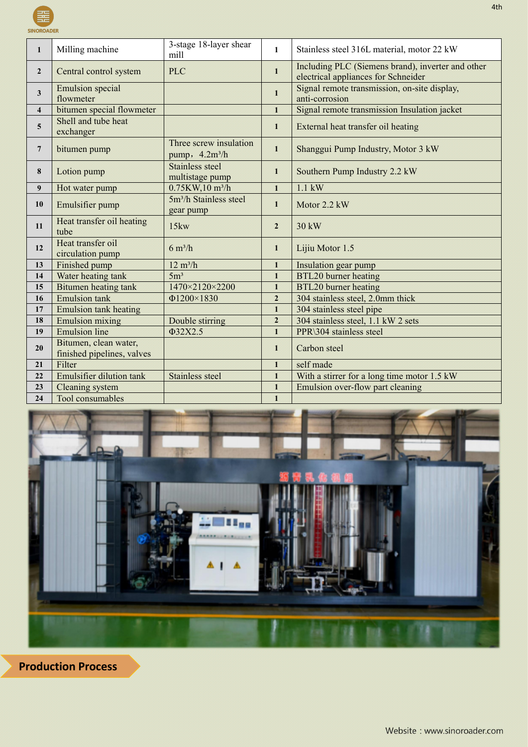| 1 | Milling machine | 3-stage 18-layer shear mill | 1 | Stainless steel 316L material, motor 22 kW |
|---|---|---|---|---|
| 2 | Central control system | PLC | 1 | Including PLC (Siemens brand), inverter and other electrical appliances for Schneider |
| 3 | Emulsion special flowmeter | | 1 | Signal remote transmission, on-site display, anti-corrosion |
| 4 | bitumen special flowmeter | | 1 | Signal remote transmission Insulation jacket |
| 5 | Shell and tube heat exchanger | | 1 | External heat transfer oil heating |
| 7 | bitumen pump | Three screw insulation pump，4.2m³/h | 1 | Shanggui Pump Industry, Motor 3 kW |
| 8 | Lotion pump | Stainless steel multistage pump | 1 | Southern Pump Industry 2.2 kW |
| 9 | Hot water pump | 0.75KW,10 m³/h | 1 | 1.1 kW |
| 10 | Emulsifier pump | 5m³/h Stainless steel gear pump | 1 | Motor 2.2 kW |
| 11 | Heat transfer oil heating tube | 15kw | 2 | 30 kW |
| 12 | Heat transfer oil circulation pump | 6 m³/h | 1 | Lijiu Motor 1.5 |
| 13 | Finished pump | 12 m³/h | 1 | Insulation gear pump |
| 14 | Water heating tank | 5m³ | 1 | BTL20 burner heating |
| 15 | Bitumen heating tank | 1470×2120×2200 | 1 | BTL20 burner heating |
| 16 | Emulsion tank | Φ1200×1830 | 2 | 304 stainless steel, 2.0mm thick |
| 17 | Emulsion tank heating | | 1 | 304 stainless steel pipe |
| 18 | Emulsion mixing | Double stirring | 2 | 304 stainless steel, 1.1 kW 2 sets |
| 19 | Emulsion line | Φ32X2.5 | 1 | PPR\304 stainless steel |
| 20 | Bitumen, clean water, finished pipelines, valves | | 1 | Carbon steel |
| 21 | Filter | | 1 | self made |
| 22 | Emulsifier dilution tank | Stainless steel | 1 | With a stirrer for a long time motor 1.5 kW |
| 23 | Cleaning system | | 1 | Emulsion over-flow part cleaning |
| 24 | Tool consumables | | 1 | |

## Production Process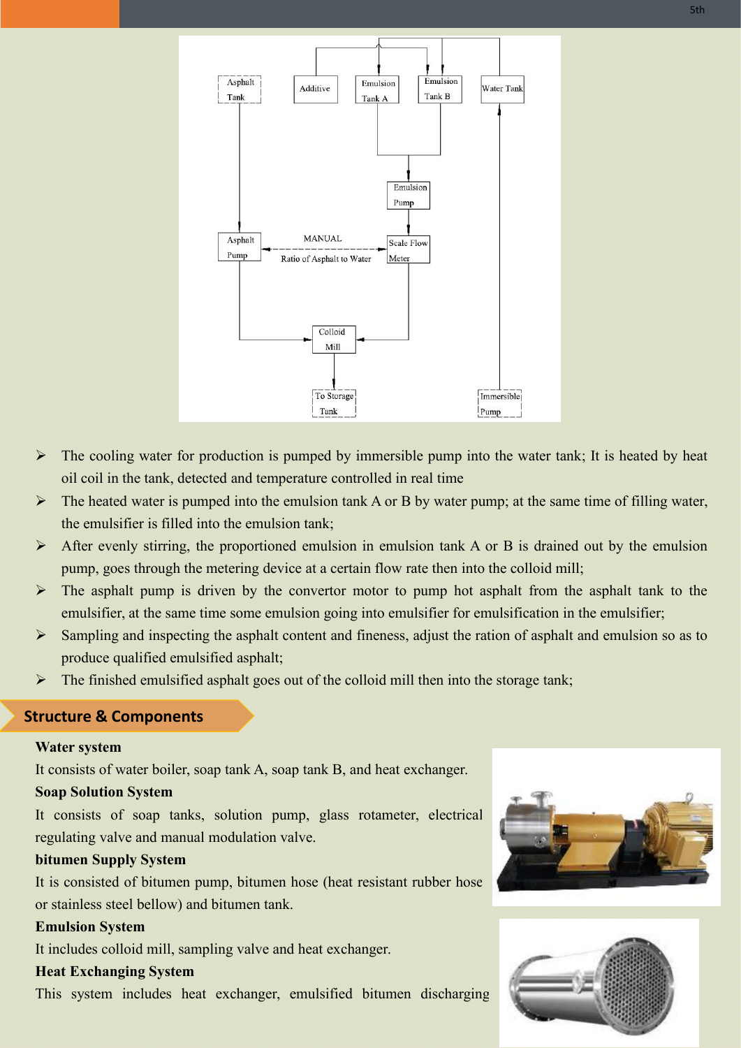- The cooling water for production is pumped by immersible pump into the water tank; It is heated by heat oil coil in the tank, detected and temperature controlled in real time
- The heated water is pumped into the emulsion tank A or B by water pump; at the same time of filling water, the emulsifier is filled into the emulsion tank;
- After evenly stirring, the proportioned emulsion in emulsion tank A or B is drained out by the emulsion pump, goes through the metering device at a certain flow rate then into the colloid mill;
- The asphalt pump is driven by the convertor motor to pump hot asphalt from the asphalt tank to the emulsifier, at the same time some emulsion going into emulsifier for emulsification in the emulsifier;
- Sampling and inspecting the asphalt content and fineness, adjust the ration of asphalt and emulsion so as to produce qualified emulsified asphalt;
- The finished emulsified asphalt goes out of the colloid mill then into the storage tank;

## Structure & Components

**Water system**

It consists of water boiler, soap tank A, soap tank B, and heat exchanger.

**Soap Solution System**

It consists of soap tanks, solution pump, glass rotameter, electrical regulating valve and manual modulation valve.

**bitumen Supply System**

It is consisted of bitumen pump, bitumen hose (heat resistant rubber hose or stainless steel bellow) and bitumen tank.

**Emulsion System**

It includes colloid mill, sampling valve and heat exchanger.

**Heat Exchanging System**

This system includes heat exchanger, emulsified bitumen discharging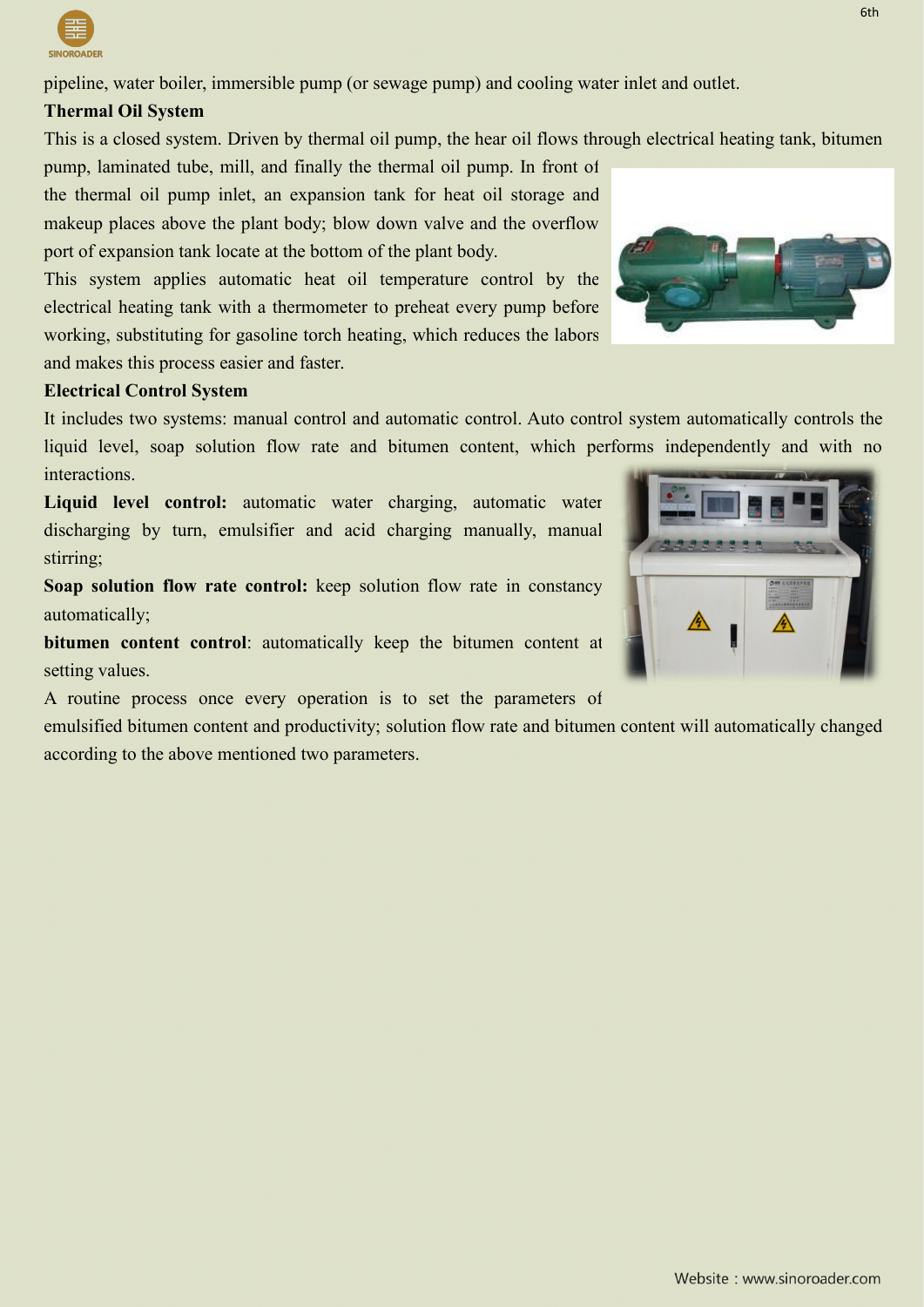pipeline, water boiler, immersible pump (or sewage pump) and cooling water inlet and outlet.

**Thermal Oil System**

This is a closed system. Driven by thermal oil pump, the hear oil flows through electrical heating tank, bitumen pump, laminated tube, mill, and finally the thermal oil pump. In front of the thermal oil pump inlet, an expansion tank for heat oil storage and makeup places above the plant body; blow down valve and the overflow port of expansion tank locate at the bottom of the plant body.

This system applies automatic heat oil temperature control by the electrical heating tank with a thermometer to preheat every pump before working, substituting for gasoline torch heating, which reduces the labors and makes this process easier and faster.

**Electrical Control System**

It includes two systems: manual control and automatic control. Auto control system automatically controls the liquid level, soap solution flow rate and bitumen content, which performs independently and with no interactions.

**Liquid level control:** automatic water charging, automatic water discharging by turn, emulsifier and acid charging manually, manual stirring;

**Soap solution flow rate control:** keep solution flow rate in constancy automatically;

**bitumen content control**: automatically keep the bitumen content at setting values.

A routine process once every operation is to set the parameters of emulsified bitumen content and productivity; solution flow rate and bitumen content will automatically changed according to the above mentioned two parameters.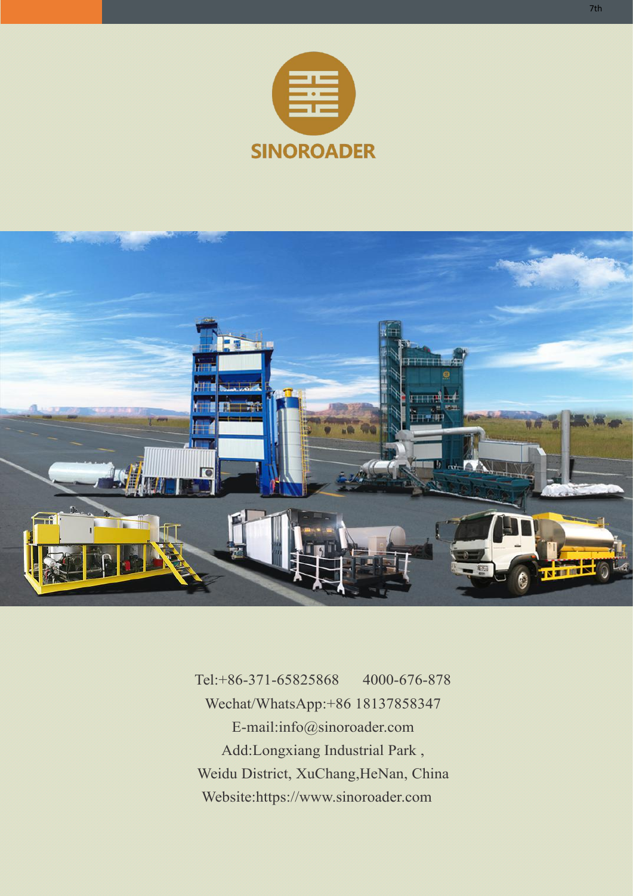SINOROADER

Tel:+86-371-65825868　　4000-676-878

Wechat/WhatsApp:+86 18137858347

E-mail:info@sinoroader.com

Add:Longxiang Industrial Park ,

Weidu District, XuChang,HeNan, China

Website:https://www.sinoroader.com